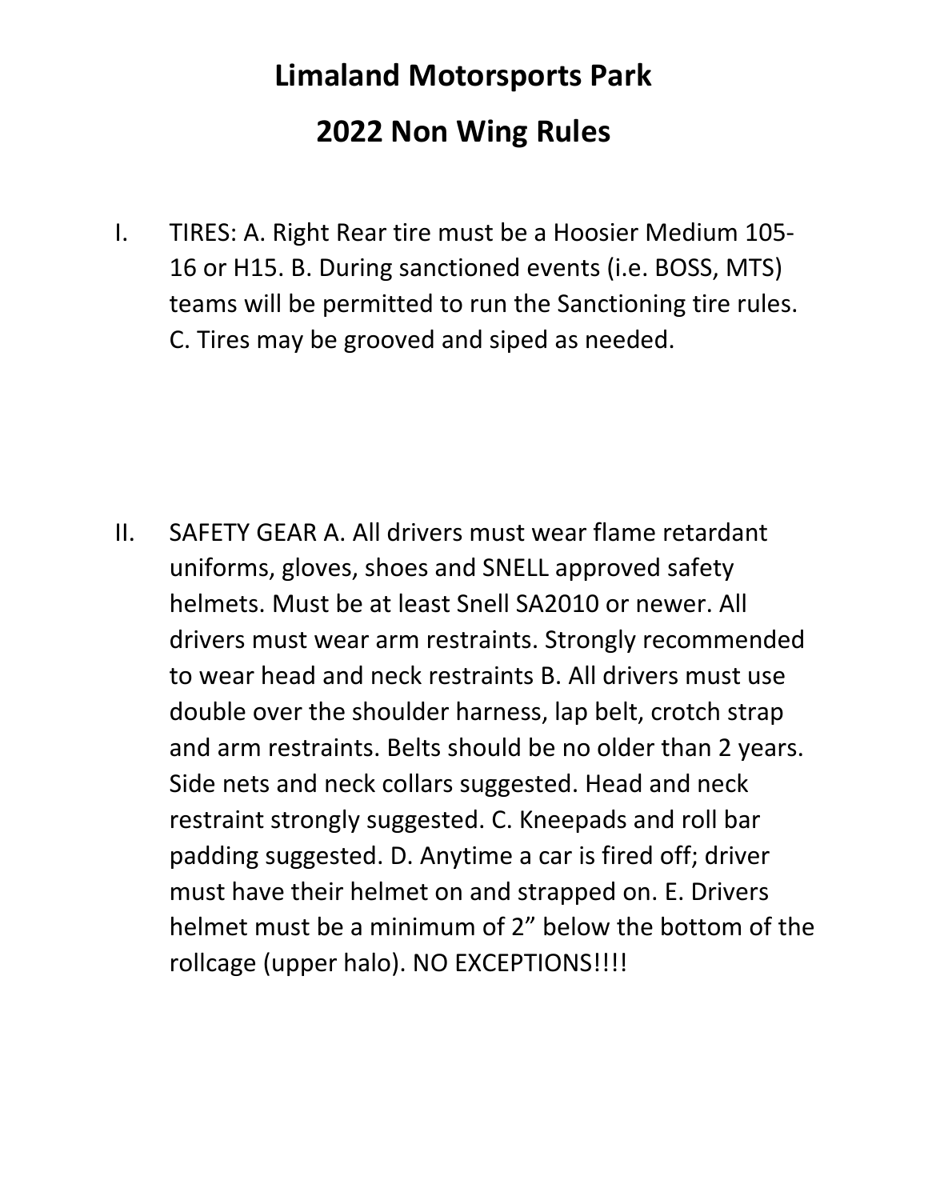# Limaland Motorsports Park

# 2022 Non Wing Rules

I. TIRES: A. Right Rear tire must be a Hoosier Medium 105-16 or H15. B. During sanctioned events (i.e. BOSS, MTS) teams will be permitted to run the Sanctioning tire rules. C. Tires may be grooved and siped as needed.

II. SAFETY GEAR A. All drivers must wear flame retardant uniforms, gloves, shoes and SNELL approved safety helmets. Must be at least Snell SA2010 or newer. All drivers must wear arm restraints. Strongly recommended to wear head and neck restraints B. All drivers must use double over the shoulder harness, lap belt, crotch strap and arm restraints. Belts should be no older than 2 years. Side nets and neck collars suggested. Head and neck restraint strongly suggested. C. Kneepads and roll bar padding suggested. D. Anytime a car is fired off; driver must have their helmet on and strapped on. E. Drivers helmet must be a minimum of 2" below the bottom of the rollcage (upper halo). NO EXCEPTIONS!!!!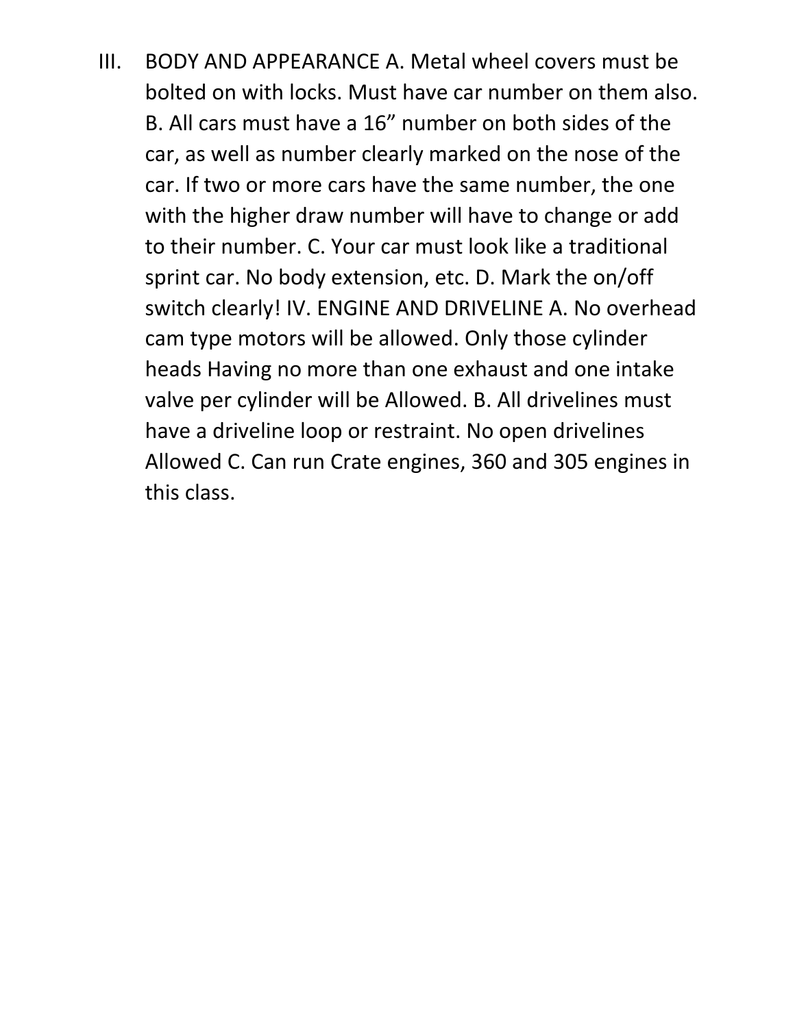III. BODY AND APPEARANCE A. Metal wheel covers must be bolted on with locks. Must have car number on them also. B. All cars must have a 16" number on both sides of the car, as well as number clearly marked on the nose of the car. If two or more cars have the same number, the one with the higher draw number will have to change or add to their number. C. Your car must look like a traditional sprint car. No body extension, etc. D. Mark the on/off switch clearly! IV. ENGINE AND DRIVELINE A. No overhead cam type motors will be allowed. Only those cylinder heads Having no more than one exhaust and one intake valve per cylinder will be Allowed. B. All drivelines must have a driveline loop or restraint. No open drivelines Allowed C. Can run Crate engines, 360 and 305 engines in this class.